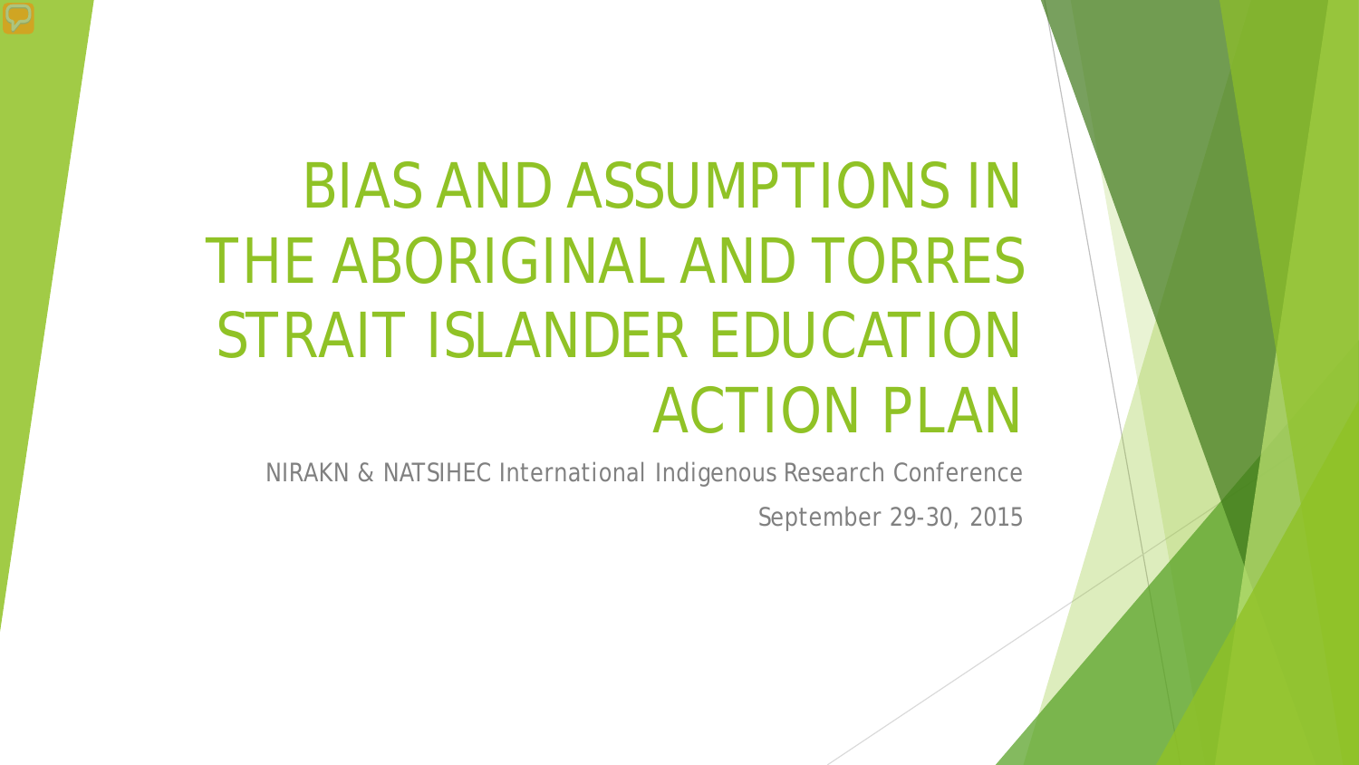# BIAS AND ASSUMPTIONS IN THE ABORIGINAL AND TORRES STRAIT ISLANDER EDUCATION ACTION PLAN

NIRAKN & NATSIHEC International Indigenous Research Conference

September 29-30, 2015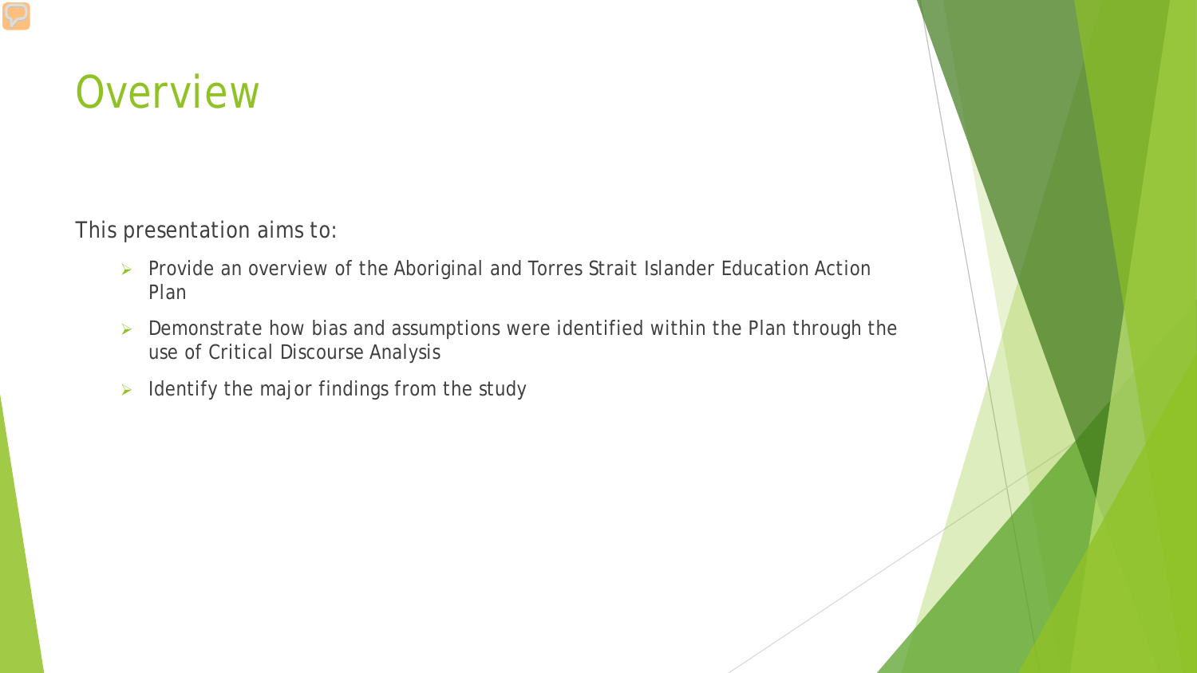# Overview

This presentation aims to:

- Provide an overview of the Aboriginal and Torres Strait Islander Education Action Plan
- Demonstrate how bias and assumptions were identified within the Plan through the use of Critical Discourse Analysis
- Identify the major findings from the study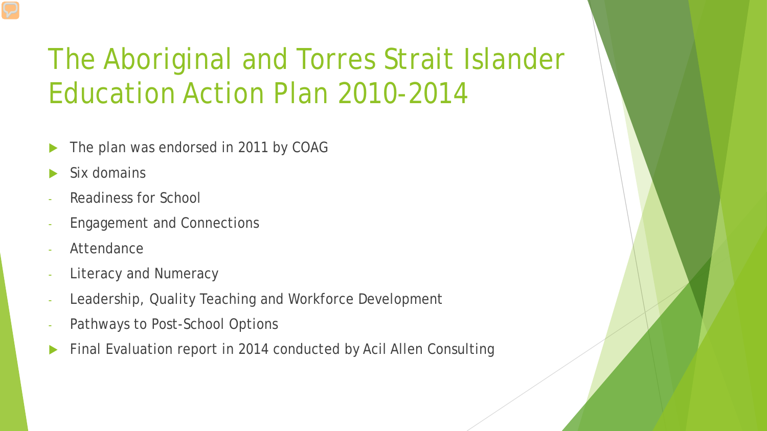# The Aboriginal and Torres Strait Islander Education Action Plan 2010-2014

- The plan was endorsed in 2011 by COAG
- Six domains
  - Readiness for School
  - Engagement and Connections
  - Attendance
  - Literacy and Numeracy
  - Leadership, Quality Teaching and Workforce Development
  - Pathways to Post-School Options
- Final Evaluation report in 2014 conducted by Acil Allen Consulting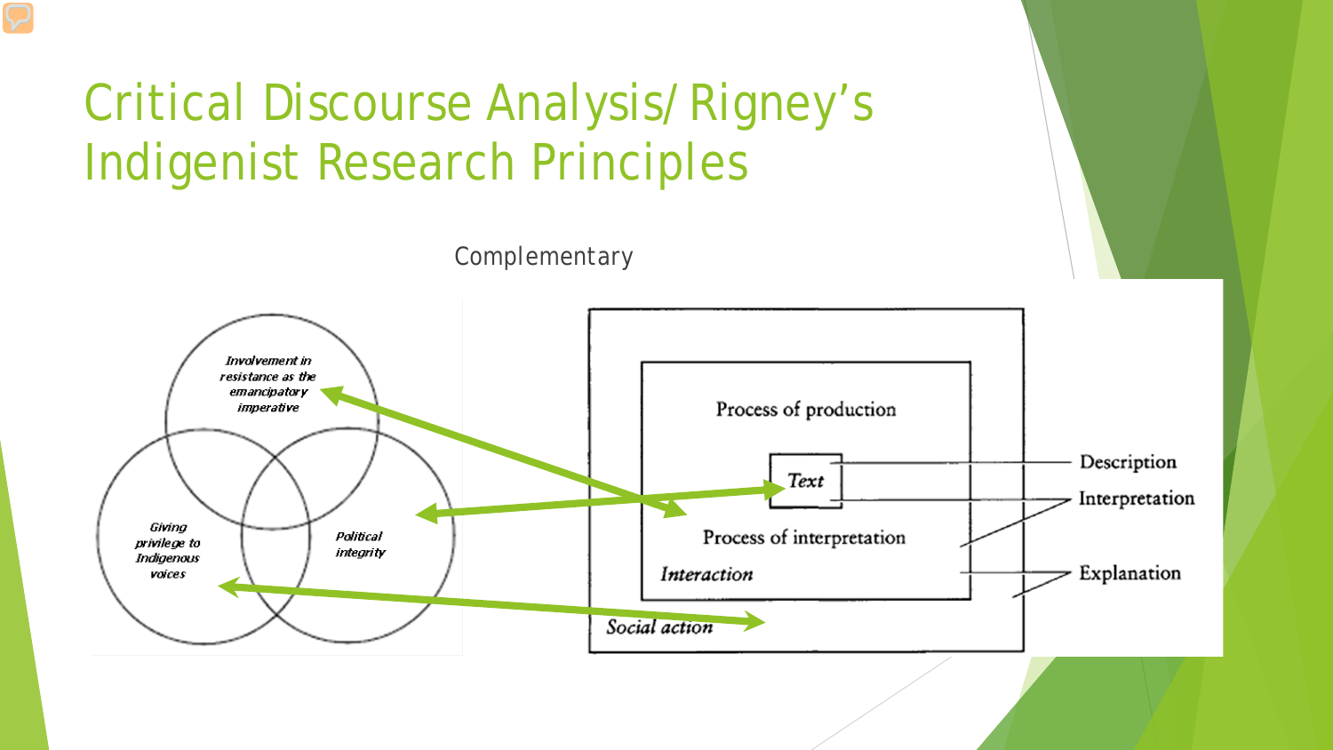# Critical Discourse Analysis/ Rigney's Indigenist Research Principles

Complementary

*Involvement in resistance as the emancipatory imperative*

*Giving privilege to Indigenous voices*

*Political integrity*

Process of production

*Text*

Process of interpretation

*Interaction*

*Social action*

Description

Interpretation

Explanation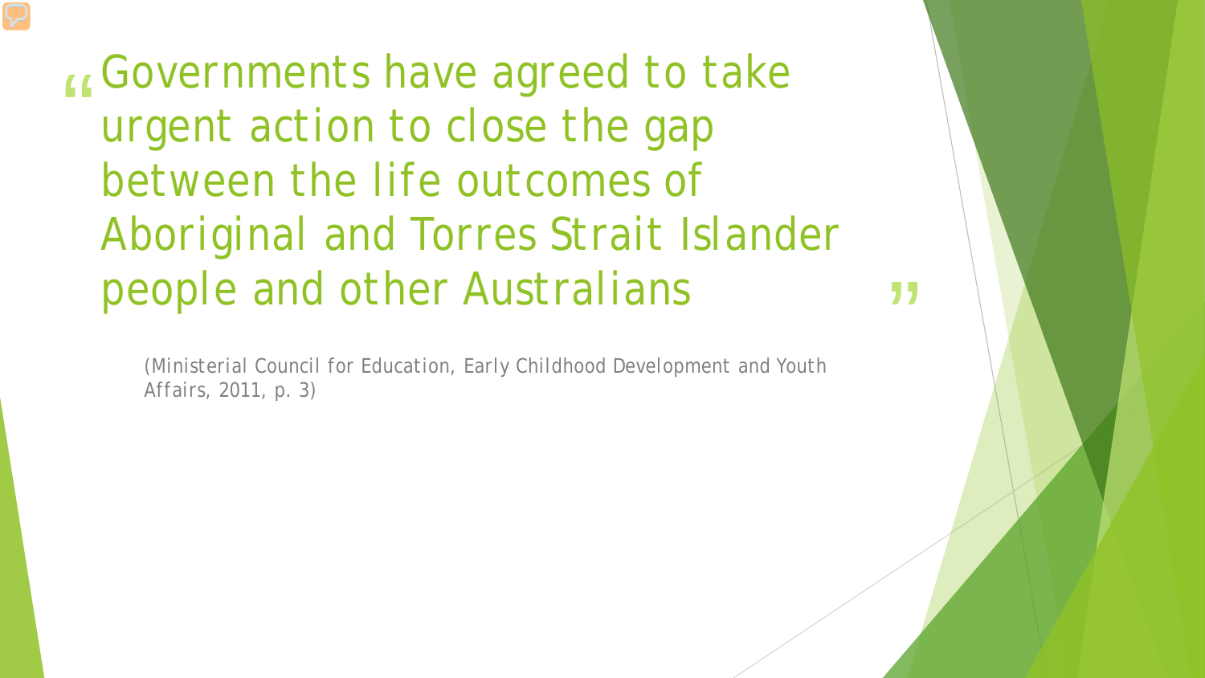> "Governments have agreed to take urgent action to close the gap between the life outcomes of Aboriginal and Torres Strait Islander people and other Australians"

(Ministerial Council for Education, Early Childhood Development and Youth Affairs, 2011, p. 3)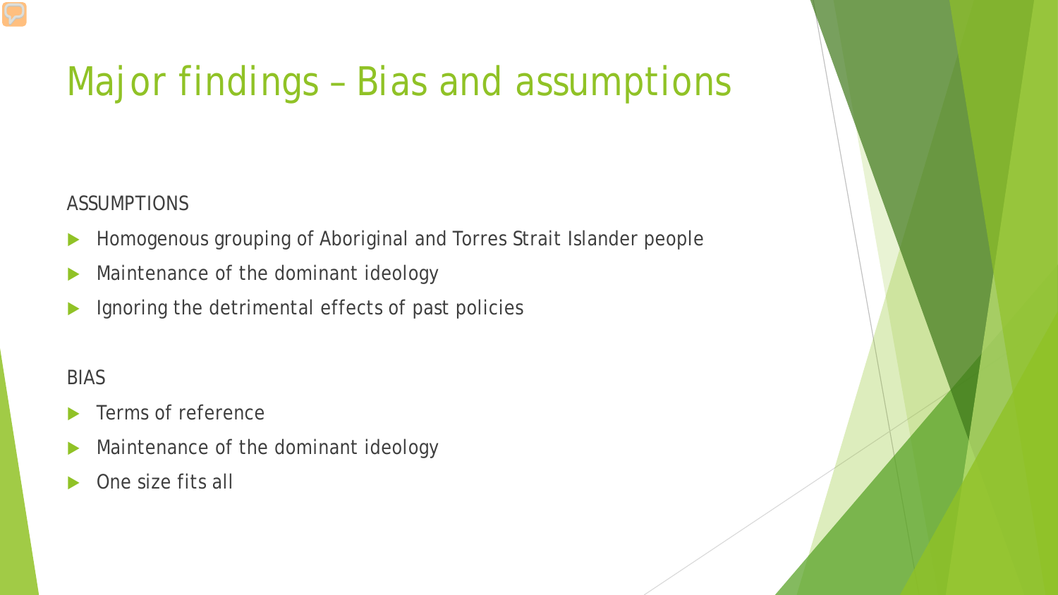# Major findings – Bias and assumptions

ASSUMPTIONS

- Homogenous grouping of Aboriginal and Torres Strait Islander people
- Maintenance of the dominant ideology
- Ignoring the detrimental effects of past policies

BIAS

- Terms of reference
- Maintenance of the dominant ideology
- One size fits all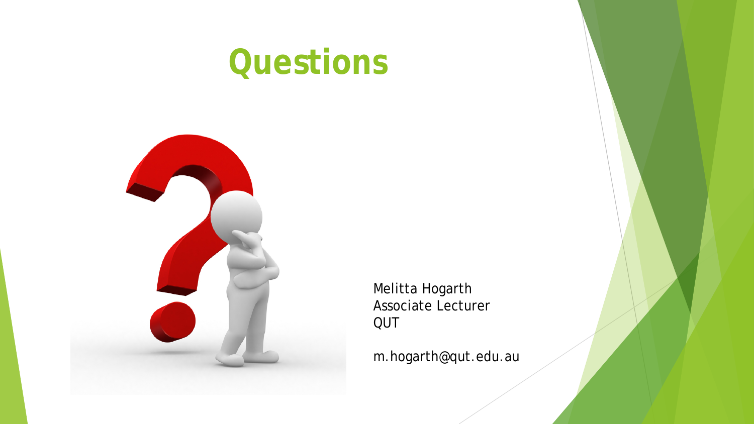# Questions

Melitta Hogarth
Associate Lecturer
QUT

m.hogarth@qut.edu.au